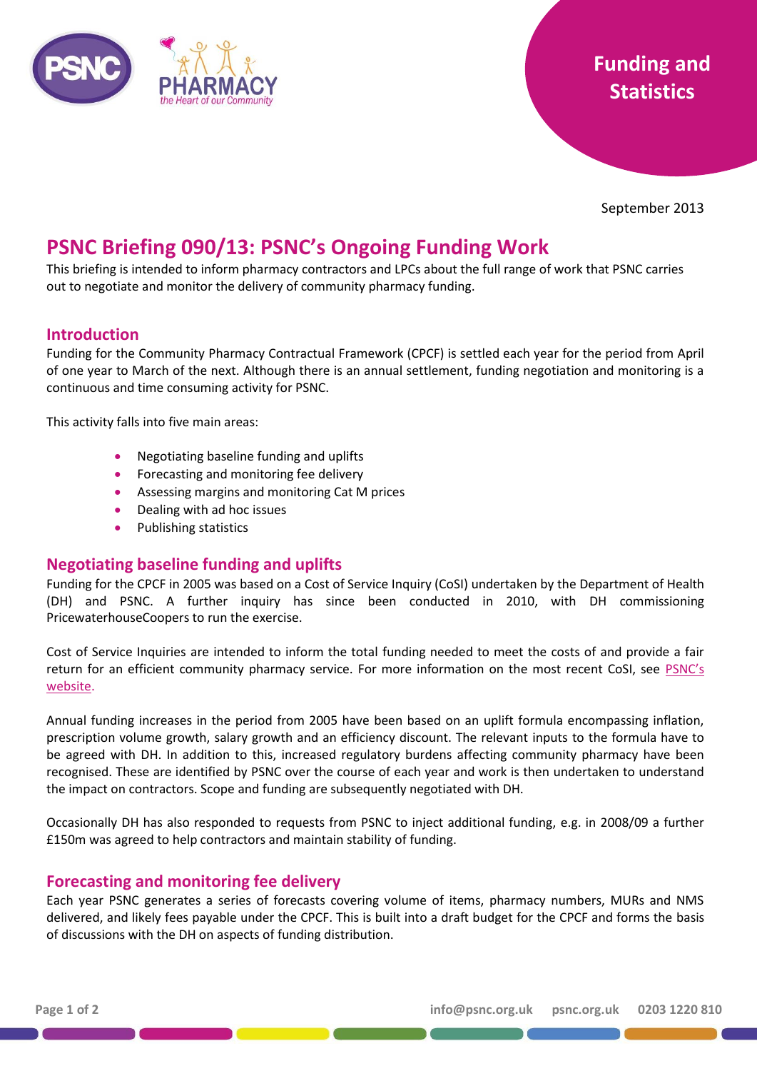Funding and Statistics

September 2013

# PSNC Briefing 090/13: PSNC's Ongoing Funding Work

This briefing is intended to inform pharmacy contractors and LPCs about the full range of work that PSNC carries out to negotiate and monitor the delivery of community pharmacy funding.

## Introduction

Funding for the Community Pharmacy Contractual Framework (CPCF) is settled each year for the period from April of one year to March of the next. Although there is an annual settlement, funding negotiation and monitoring is a continuous and time consuming activity for PSNC.

This activity falls into five main areas:

- Negotiating baseline funding and uplifts
- Forecasting and monitoring fee delivery
- Assessing margins and monitoring Cat M prices
- Dealing with ad hoc issues
- Publishing statistics

## Negotiating baseline funding and uplifts

Funding for the CPCF in 2005 was based on a Cost of Service Inquiry (CoSI) undertaken by the Department of Health (DH) and PSNC. A further inquiry has since been conducted in 2010, with DH commissioning PricewaterhouseCoopers to run the exercise.

Cost of Service Inquiries are intended to inform the total funding needed to meet the costs of and provide a fair return for an efficient community pharmacy service. For more information on the most recent CoSI, see PSNC's website.

Annual funding increases in the period from 2005 have been based on an uplift formula encompassing inflation, prescription volume growth, salary growth and an efficiency discount. The relevant inputs to the formula have to be agreed with DH. In addition to this, increased regulatory burdens affecting community pharmacy have been recognised. These are identified by PSNC over the course of each year and work is then undertaken to understand the impact on contractors. Scope and funding are subsequently negotiated with DH.

Occasionally DH has also responded to requests from PSNC to inject additional funding, e.g. in 2008/09 a further £150m was agreed to help contractors and maintain stability of funding.

## Forecasting and monitoring fee delivery

Each year PSNC generates a series of forecasts covering volume of items, pharmacy numbers, MURs and NMS delivered, and likely fees payable under the CPCF. This is built into a draft budget for the CPCF and forms the basis of discussions with the DH on aspects of funding distribution.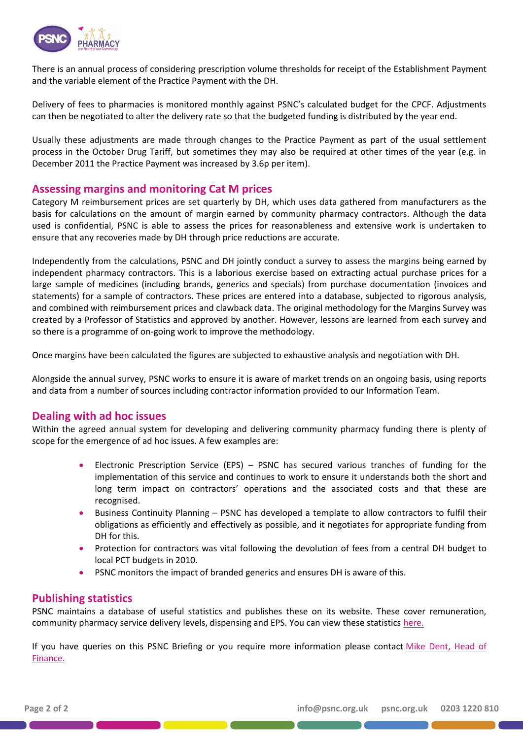There is an annual process of considering prescription volume thresholds for receipt of the Establishment Payment and the variable element of the Practice Payment with the DH.

Delivery of fees to pharmacies is monitored monthly against PSNC's calculated budget for the CPCF. Adjustments can then be negotiated to alter the delivery rate so that the budgeted funding is distributed by the year end.

Usually these adjustments are made through changes to the Practice Payment as part of the usual settlement process in the October Drug Tariff, but sometimes they may also be required at other times of the year (e.g. in December 2011 the Practice Payment was increased by 3.6p per item).

## Assessing margins and monitoring Cat M prices

Category M reimbursement prices are set quarterly by DH, which uses data gathered from manufacturers as the basis for calculations on the amount of margin earned by community pharmacy contractors. Although the data used is confidential, PSNC is able to assess the prices for reasonableness and extensive work is undertaken to ensure that any recoveries made by DH through price reductions are accurate.

Independently from the calculations, PSNC and DH jointly conduct a survey to assess the margins being earned by independent pharmacy contractors. This is a laborious exercise based on extracting actual purchase prices for a large sample of medicines (including brands, generics and specials) from purchase documentation (invoices and statements) for a sample of contractors. These prices are entered into a database, subjected to rigorous analysis, and combined with reimbursement prices and clawback data. The original methodology for the Margins Survey was created by a Professor of Statistics and approved by another. However, lessons are learned from each survey and so there is a programme of on-going work to improve the methodology.

Once margins have been calculated the figures are subjected to exhaustive analysis and negotiation with DH.

Alongside the annual survey, PSNC works to ensure it is aware of market trends on an ongoing basis, using reports and data from a number of sources including contractor information provided to our Information Team.

## Dealing with ad hoc issues

Within the agreed annual system for developing and delivering community pharmacy funding there is plenty of scope for the emergence of ad hoc issues. A few examples are:

- Electronic Prescription Service (EPS) – PSNC has secured various tranches of funding for the implementation of this service and continues to work to ensure it understands both the short and long term impact on contractors' operations and the associated costs and that these are recognised.
- Business Continuity Planning – PSNC has developed a template to allow contractors to fulfil their obligations as efficiently and effectively as possible, and it negotiates for appropriate funding from DH for this.
- Protection for contractors was vital following the devolution of fees from a central DH budget to local PCT budgets in 2010.
- PSNC monitors the impact of branded generics and ensures DH is aware of this.

## Publishing statistics

PSNC maintains a database of useful statistics and publishes these on its website. These cover remuneration, community pharmacy service delivery levels, dispensing and EPS. You can view these statistics here.

If you have queries on this PSNC Briefing or you require more information please contact Mike Dent, Head of Finance.